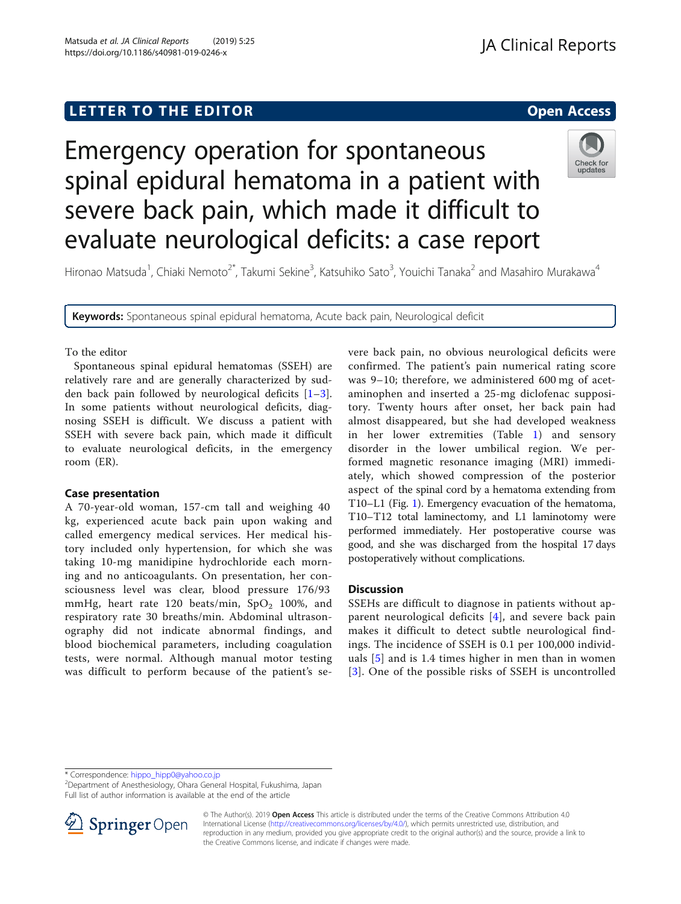LETTER TO THE EDITOR

Open Access

# Emergency operation for spontaneous spinal epidural hematoma in a patient with severe back pain, which made it difficult to evaluate neurological deficits: a case report

Hironao Matsuda[1], Chiaki Nemoto[2*], Takumi Sekine[3], Katsuhiko Sato[3], Youichi Tanaka[2] and Masahiro Murakawa[4]

**Keywords:** Spontaneous spinal epidural hematoma, Acute back pain, Neurological deficit

To the editor

Spontaneous spinal epidural hematomas (SSEH) are relatively rare and are generally characterized by sudden back pain followed by neurological deficits [1–3]. In some patients without neurological deficits, diagnosing SSEH is difficult. We discuss a patient with SSEH with severe back pain, which made it difficult to evaluate neurological deficits, in the emergency room (ER).

## Case presentation

A 70-year-old woman, 157-cm tall and weighing 40 kg, experienced acute back pain upon waking and called emergency medical services. Her medical history included only hypertension, for which she was taking 10-mg manidipine hydrochloride each morning and no anticoagulants. On presentation, her consciousness level was clear, blood pressure 176/93 mmHg, heart rate 120 beats/min, $SpO_2$ 100%, and respiratory rate 30 breaths/min. Abdominal ultrasonography did not indicate abnormal findings, and blood biochemical parameters, including coagulation tests, were normal. Although manual motor testing was difficult to perform because of the patient's severe back pain, no obvious neurological deficits were confirmed. The patient's pain numerical rating score was 9–10; therefore, we administered 600 mg of acetaminophen and inserted a 25-mg diclofenac suppository. Twenty hours after onset, her back pain had almost disappeared, but she had developed weakness in her lower extremities (Table 1) and sensory disorder in the lower umbilical region. We performed magnetic resonance imaging (MRI) immediately, which showed compression of the posterior aspect of the spinal cord by a hematoma extending from T10–L1 (Fig. 1). Emergency evacuation of the hematoma, T10–T12 total laminectomy, and L1 laminotomy were performed immediately. Her postoperative course was good, and she was discharged from the hospital 17 days postoperatively without complications.

## Discussion

SSEHs are difficult to diagnose in patients without apparent neurological deficits [4], and severe back pain makes it difficult to detect subtle neurological findings. The incidence of SSEH is 0.1 per 100,000 individuals [5] and is 1.4 times higher in men than in women [3]. One of the possible risks of SSEH is uncontrolled

\* Correspondence: hippo_hipp0@yahoo.co.jp
[2]Department of Anesthesiology, Ohara General Hospital, Fukushima, Japan
Full list of author information is available at the end of the article

© The Author(s). 2019 **Open Access** This article is distributed under the terms of the Creative Commons Attribution 4.0 International License (http://creativecommons.org/licenses/by/4.0/), which permits unrestricted use, distribution, and reproduction in any medium, provided you give appropriate credit to the original author(s) and the source, provide a link to the Creative Commons license, and indicate if changes were made.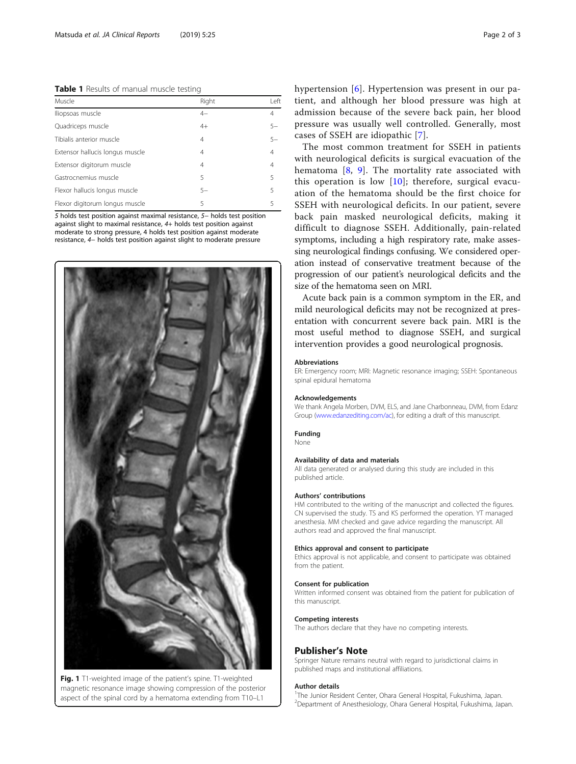**Table 1** Results of manual muscle testing

| Muscle | Right | Left |
| --- | --- | --- |
| Iliopsoas muscle | 4− | 4 |
| Quadriceps muscle | 4+ | 5− |
| Tibialis anterior muscle | 4 | 5− |
| Extensor hallucis longus muscle | 4 | 4 |
| Extensor digitorum muscle | 4 | 4 |
| Gastrocnemius muscle | 5 | 5 |
| Flexor hallucis longus muscle | 5− | 5 |
| Flexor digitorum longus muscle | 5 | 5 |

*5* holds test position against maximal resistance, *5−* holds test position against slight to maximal resistance, *4+* holds test position against moderate to strong pressure, *4* holds test position against moderate resistance, *4−* holds test position against slight to moderate pressure

**Fig. 1** T1-weighted image of the patient's spine. T1-weighted magnetic resonance image showing compression of the posterior aspect of the spinal cord by a hematoma extending from T10–L1

hypertension [6]. Hypertension was present in our patient, and although her blood pressure was high at admission because of the severe back pain, her blood pressure was usually well controlled. Generally, most cases of SSEH are idiopathic [7].

The most common treatment for SSEH in patients with neurological deficits is surgical evacuation of the hematoma [8, 9]. The mortality rate associated with this operation is low [10]; therefore, surgical evacuation of the hematoma should be the first choice for SSEH with neurological deficits. In our patient, severe back pain masked neurological deficits, making it difficult to diagnose SSEH. Additionally, pain-related symptoms, including a high respiratory rate, make assessing neurological findings confusing. We considered operation instead of conservative treatment because of the progression of our patient's neurological deficits and the size of the hematoma seen on MRI.

Acute back pain is a common symptom in the ER, and mild neurological deficits may not be recognized at presentation with concurrent severe back pain. MRI is the most useful method to diagnose SSEH, and surgical intervention provides a good neurological prognosis.

#### Abbreviations

ER: Emergency room; MRI: Magnetic resonance imaging; SSEH: Spontaneous spinal epidural hematoma

#### Acknowledgements

We thank Angela Morben, DVM, ELS, and Jane Charbonneau, DVM, from Edanz Group (www.edanzediting.com/ac), for editing a draft of this manuscript.

#### Funding

None

#### Availability of data and materials

All data generated or analysed during this study are included in this published article.

#### Authors' contributions

HM contributed to the writing of the manuscript and collected the figures. CN supervised the study. TS and KS performed the operation. YT managed anesthesia. MM checked and gave advice regarding the manuscript. All authors read and approved the final manuscript.

#### Ethics approval and consent to participate

Ethics approval is not applicable, and consent to participate was obtained from the patient.

#### Consent for publication

Written informed consent was obtained from the patient for publication of this manuscript.

#### Competing interests

The authors declare that they have no competing interests.

### Publisher's Note

Springer Nature remains neutral with regard to jurisdictional claims in published maps and institutional affiliations.

#### Author details

[1]The Junior Resident Center, Ohara General Hospital, Fukushima, Japan. [2]Department of Anesthesiology, Ohara General Hospital, Fukushima, Japan.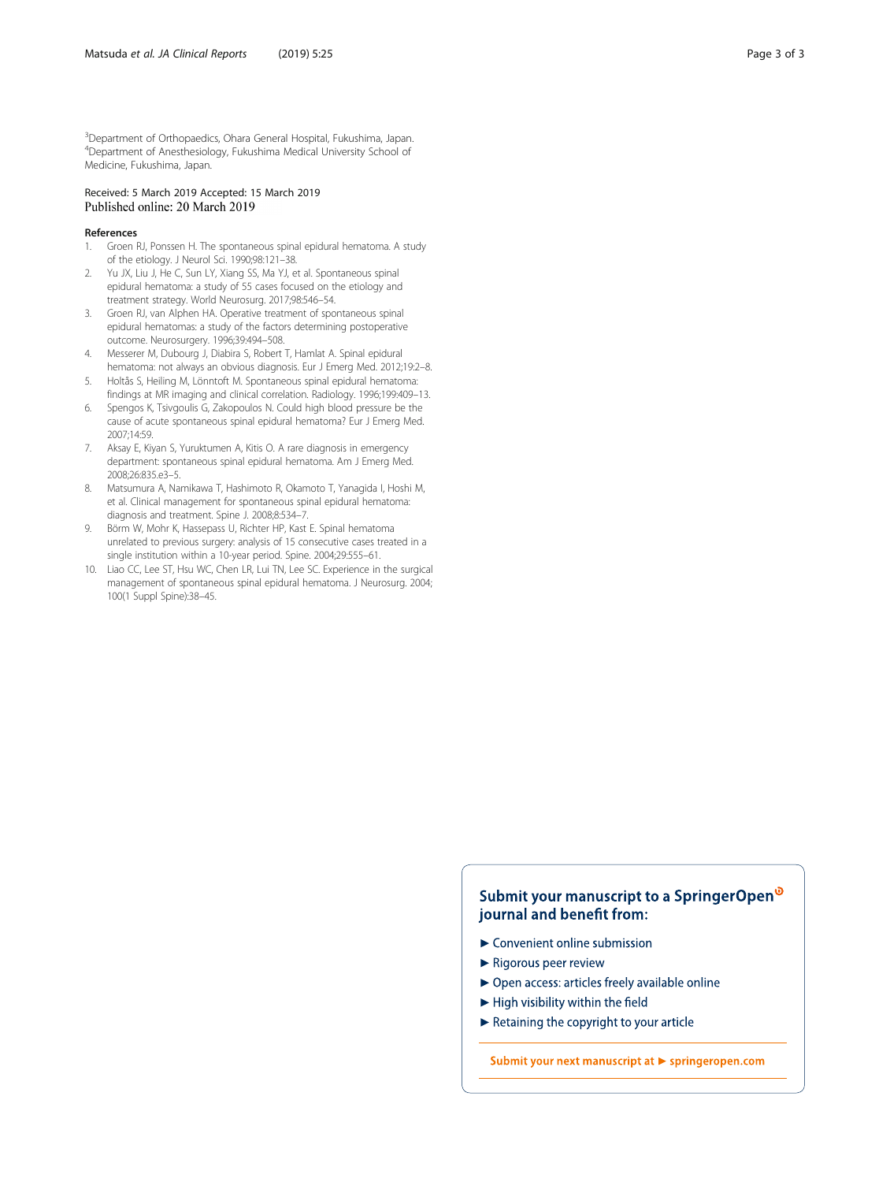[3]Department of Orthopaedics, Ohara General Hospital, Fukushima, Japan. [4]Department of Anesthesiology, Fukushima Medical University School of Medicine, Fukushima, Japan.

Received: 5 March 2019 Accepted: 15 March 2019
Published online: 20 March 2019

## References

1. Groen RJ, Ponssen H. The spontaneous spinal epidural hematoma. A study of the etiology. J Neurol Sci. 1990;98:121–38.
2. Yu JX, Liu J, He C, Sun LY, Xiang SS, Ma YJ, et al. Spontaneous spinal epidural hematoma: a study of 55 cases focused on the etiology and treatment strategy. World Neurosurg. 2017;98:546–54.
3. Groen RJ, van Alphen HA. Operative treatment of spontaneous spinal epidural hematomas: a study of the factors determining postoperative outcome. Neurosurgery. 1996;39:494–508.
4. Messerer M, Dubourg J, Diabira S, Robert T, Hamlat A. Spinal epidural hematoma: not always an obvious diagnosis. Eur J Emerg Med. 2012;19:2–8.
5. Holtås S, Heiling M, Lönntoft M. Spontaneous spinal epidural hematoma: findings at MR imaging and clinical correlation. Radiology. 1996;199:409–13.
6. Spengos K, Tsivgoulis G, Zakopoulos N. Could high blood pressure be the cause of acute spontaneous spinal epidural hematoma? Eur J Emerg Med. 2007;14:59.
7. Aksay E, Kiyan S, Yuruktumen A, Kitis O. A rare diagnosis in emergency department: spontaneous spinal epidural hematoma. Am J Emerg Med. 2008;26:835.e3–5.
8. Matsumura A, Namikawa T, Hashimoto R, Okamoto T, Yanagida I, Hoshi M, et al. Clinical management for spontaneous spinal epidural hematoma: diagnosis and treatment. Spine J. 2008;8:534–7.
9. Börm W, Mohr K, Hassepass U, Richter HP, Kast E. Spinal hematoma unrelated to previous surgery: analysis of 15 consecutive cases treated in a single institution within a 10-year period. Spine. 2004;29:555–61.
10. Liao CC, Lee ST, Hsu WC, Chen LR, Lui TN, Lee SC. Experience in the surgical management of spontaneous spinal epidural hematoma. J Neurosurg. 2004; 100(1 Suppl Spine):38–45.

**Submit your manuscript to a SpringerOpen journal and benefit from:**

- ► Convenient online submission
- ► Rigorous peer review
- ► Open access: articles freely available online
- ► High visibility within the field
- ► Retaining the copyright to your article

**Submit your next manuscript at ► springeropen.com**